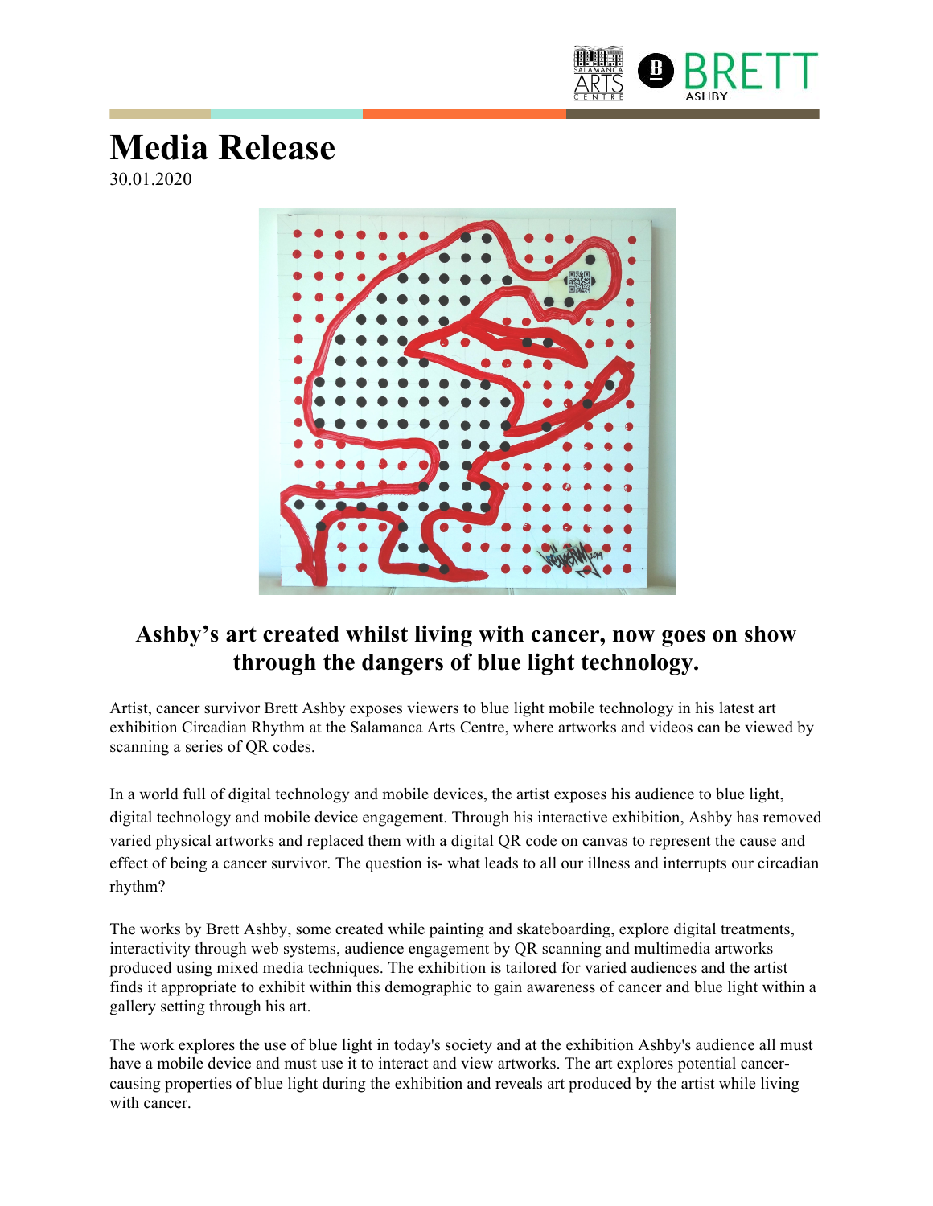# Media Release

30.01.2020

## Ashby's art created whilst living with cancer, now goes on show through the dangers of blue light technology.

Artist, cancer survivor Brett Ashby exposes viewers to blue light mobile technology in his latest art exhibition Circadian Rhythm at the Salamanca Arts Centre, where artworks and videos can be viewed by scanning a series of QR codes.

In a world full of digital technology and mobile devices, the artist exposes his audience to blue light, digital technology and mobile device engagement. Through his interactive exhibition, Ashby has removed varied physical artworks and replaced them with a digital QR code on canvas to represent the cause and effect of being a cancer survivor. The question is- what leads to all our illness and interrupts our circadian rhythm?

The works by Brett Ashby, some created while painting and skateboarding, explore digital treatments, interactivity through web systems, audience engagement by QR scanning and multimedia artworks produced using mixed media techniques. The exhibition is tailored for varied audiences and the artist finds it appropriate to exhibit within this demographic to gain awareness of cancer and blue light within a gallery setting through his art.

The work explores the use of blue light in today's society and at the exhibition Ashby's audience all must have a mobile device and must use it to interact and view artworks. The art explores potential cancer-causing properties of blue light during the exhibition and reveals art produced by the artist while living with cancer.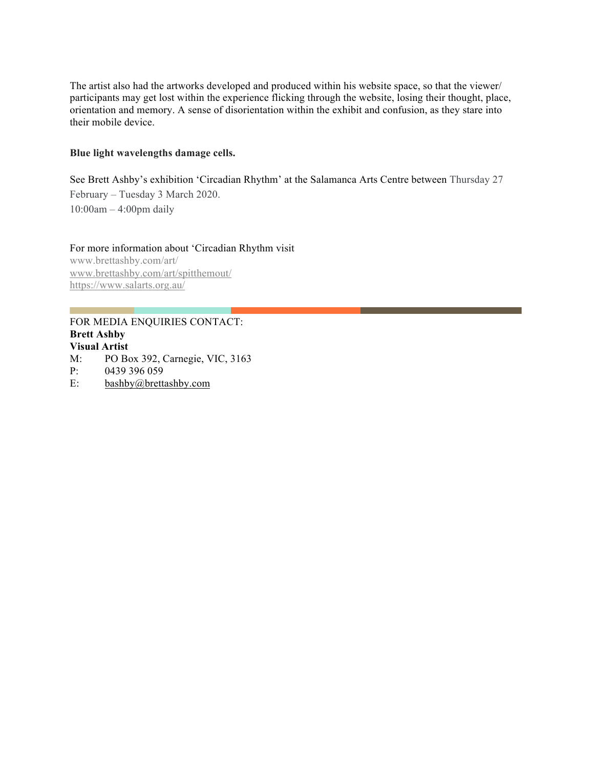The artist also had the artworks developed and produced within his website space, so that the viewer/ participants may get lost within the experience flicking through the website, losing their thought, place, orientation and memory. A sense of disorientation within the exhibit and confusion, as they stare into their mobile device.

**Blue light wavelengths damage cells.**

See Brett Ashby's exhibition 'Circadian Rhythm' at the Salamanca Arts Centre between Thursday 27 February – Tuesday 3 March 2020.
10:00am – 4:00pm daily

For more information about 'Circadian Rhythm visit
www.brettashby.com/art/
www.brettashby.com/art/spitthemout/
https://www.salarts.org.au/

---

FOR MEDIA ENQUIRIES CONTACT:
**Brett Ashby**
**Visual Artist**
M: PO Box 392, Carnegie, VIC, 3163
P: 0439 396 059
E: bashby@brettashby.com